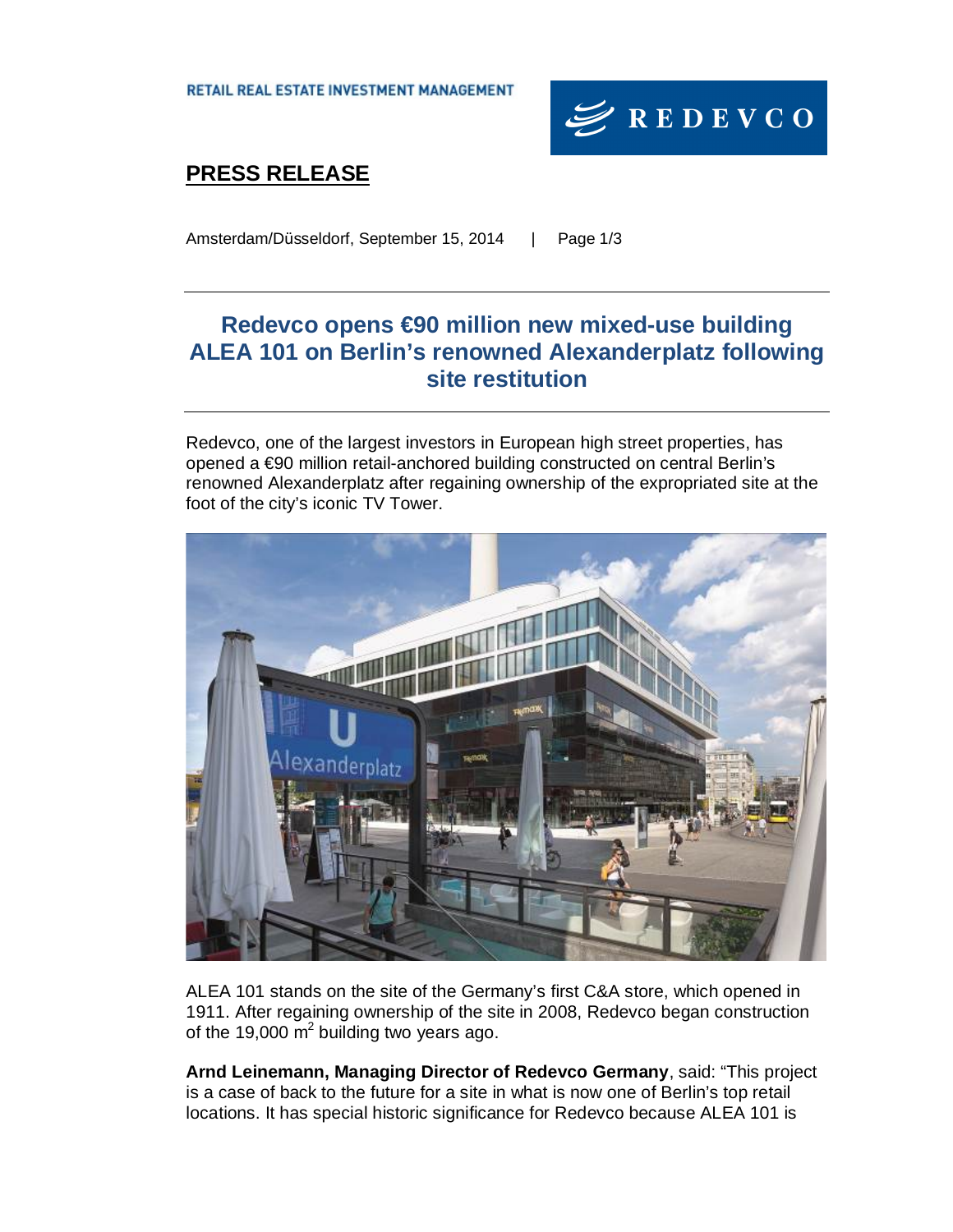RETAIL REAL ESTATE INVESTMENT MANAGEMENT

REDEVCO

## PRESS RELEASE

Amsterdam/Düsseldorf, September 15, 2014 | Page 1/3

# Redevco opens €90 million new mixed-use building ALEA 101 on Berlin's renowned Alexanderplatz following site restitution

Redevco, one of the largest investors in European high street properties, has opened a €90 million retail-anchored building constructed on central Berlin's renowned Alexanderplatz after regaining ownership of the expropriated site at the foot of the city's iconic TV Tower.

ALEA 101 stands on the site of the Germany's first C&A store, which opened in 1911. After regaining ownership of the site in 2008, Redevco began construction of the 19,000 $m^2$ building two years ago.

**Arnd Leinemann, Managing Director of Redevco Germany**, said: "This project is a case of back to the future for a site in what is now one of Berlin's top retail locations. It has special historic significance for Redevco because ALEA 101 is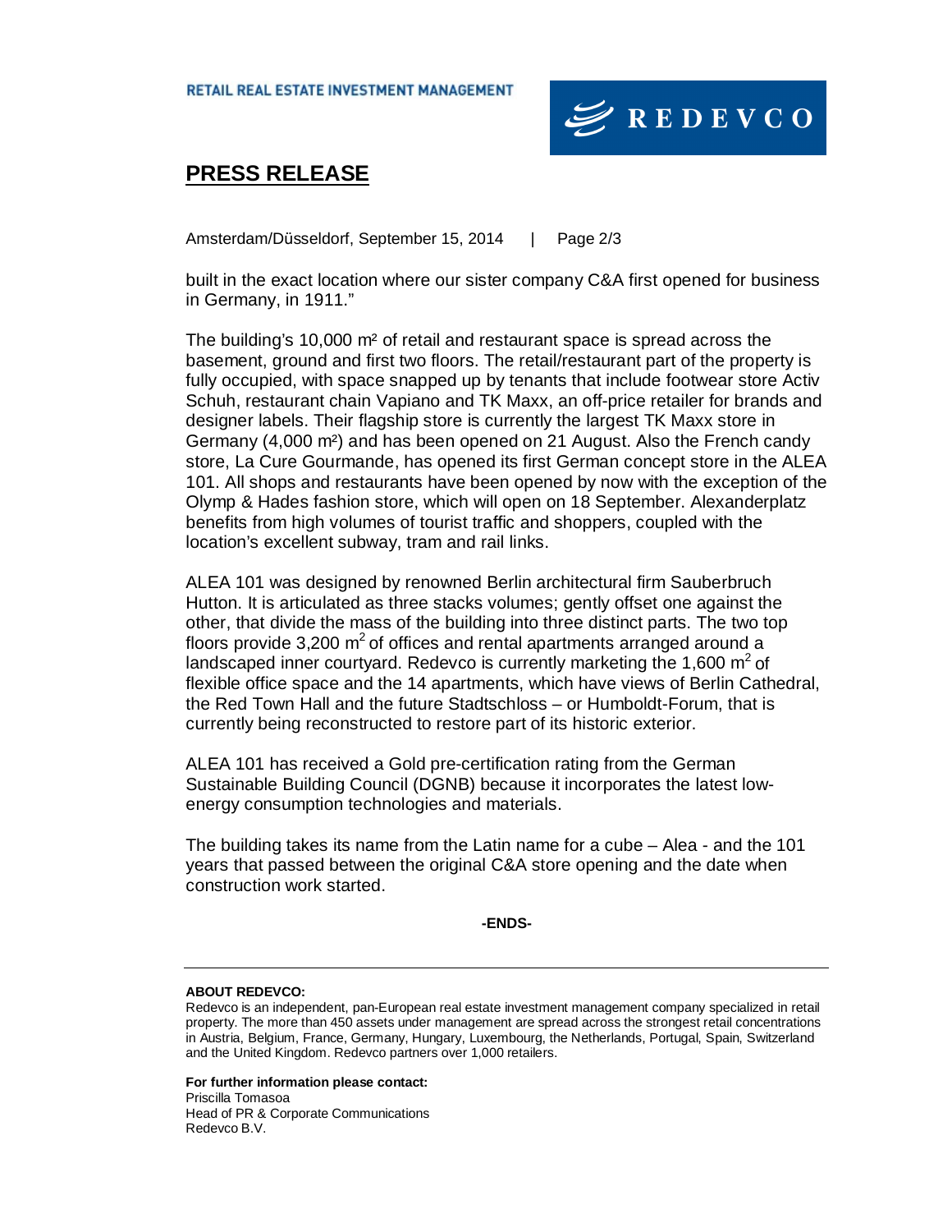built in the exact location where our sister company C&A first opened for business in Germany, in 1911."

The building's 10,000 m² of retail and restaurant space is spread across the basement, ground and first two floors. The retail/restaurant part of the property is fully occupied, with space snapped up by tenants that include footwear store Activ Schuh, restaurant chain Vapiano and TK Maxx, an off-price retailer for brands and designer labels. Their flagship store is currently the largest TK Maxx store in Germany (4,000 m²) and has been opened on 21 August. Also the French candy store, La Cure Gourmande, has opened its first German concept store in the ALEA 101. All shops and restaurants have been opened by now with the exception of the Olymp & Hades fashion store, which will open on 18 September. Alexanderplatz benefits from high volumes of tourist traffic and shoppers, coupled with the location's excellent subway, tram and rail links.

ALEA 101 was designed by renowned Berlin architectural firm Sauberbruch Hutton. It is articulated as three stacks volumes; gently offset one against the other, that divide the mass of the building into three distinct parts. The two top floors provide 3,200 m² of offices and rental apartments arranged around a landscaped inner courtyard. Redevco is currently marketing the 1,600 m² of flexible office space and the 14 apartments, which have views of Berlin Cathedral, the Red Town Hall and the future Stadtschloss – or Humboldt-Forum, that is currently being reconstructed to restore part of its historic exterior.

ALEA 101 has received a Gold pre-certification rating from the German Sustainable Building Council (DGNB) because it incorporates the latest low-energy consumption technologies and materials.

The building takes its name from the Latin name for a cube – Alea - and the 101 years that passed between the original C&A store opening and the date when construction work started.

**-ENDS-**

---

**ABOUT REDEVCO:**

Redevco is an independent, pan-European real estate investment management company specialized in retail property. The more than 450 assets under management are spread across the strongest retail concentrations in Austria, Belgium, France, Germany, Hungary, Luxembourg, the Netherlands, Portugal, Spain, Switzerland and the United Kingdom. Redevco partners over 1,000 retailers.

**For further information please contact:**

Priscilla Tomasoa
Head of PR & Corporate Communications
Redevco B.V.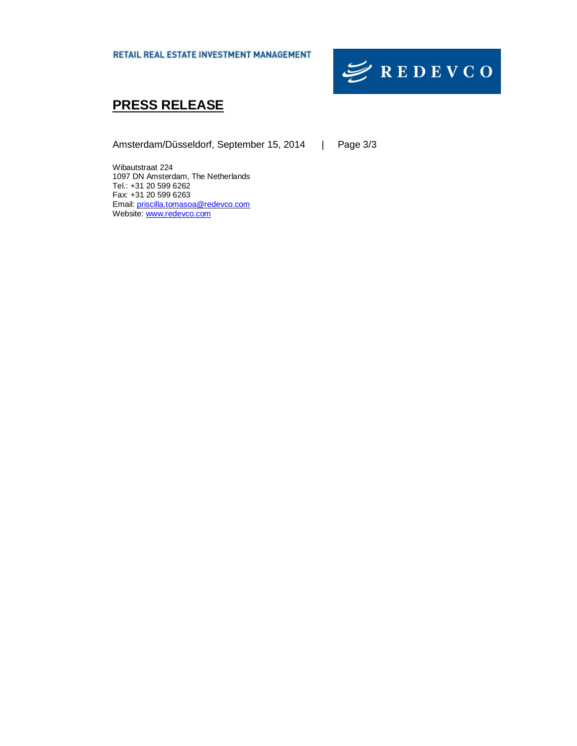Wibautstraat 224
1097 DN Amsterdam, The Netherlands
Tel.: +31 20 599 6262
Fax: +31 20 599 6263
Email: priscilla.tomasoa@redevco.com
Website: www.redevco.com